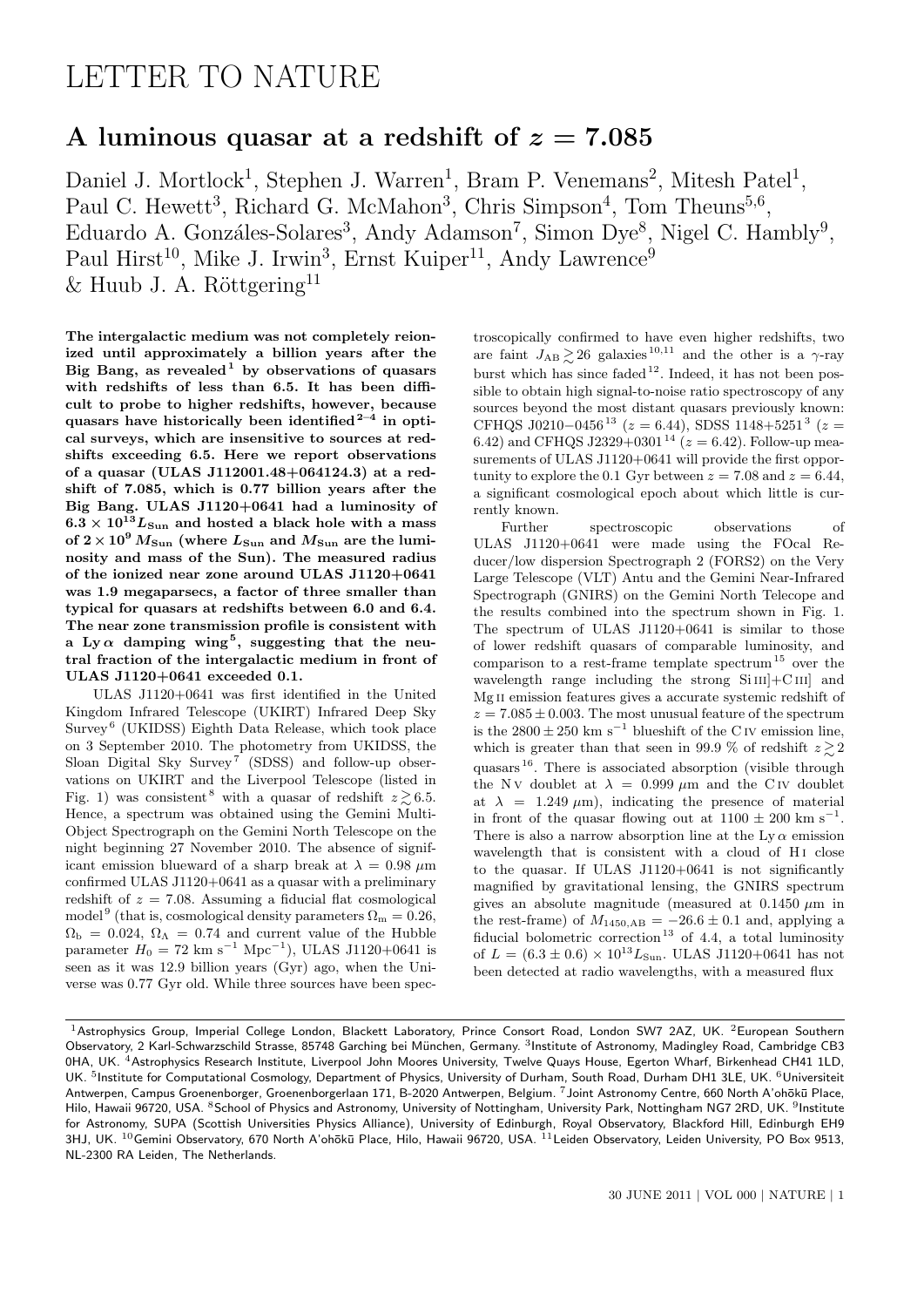# LETTER TO NATURE

## A luminous quasar at a redshift of $z = 7.085$

Daniel J. Mortlock[1], Stephen J. Warren[1], Bram P. Venemans[2], Mitesh Patel[1], Paul C. Hewett[3], Richard G. McMahon[3], Chris Simpson[4], Tom Theuns[5,6], Eduardo A. Gonzáles-Solares[3], Andy Adamson[7], Simon Dye[8], Nigel C. Hambly[9], Paul Hirst[10], Mike J. Irwin[3], Ernst Kuiper[11], Andy Lawrence[9] & Huub J. A. Röttgering[11]

**The intergalactic medium was not completely reionized until approximately a billion years after the Big Bang, as revealed[1] by observations of quasars with redshifts of less than 6.5. It has been difficult to probe to higher redshifts, however, because quasars have historically been identified[2–4] in optical surveys, which are insensitive to sources at redshifts exceeding 6.5. Here we report observations of a quasar (ULAS J112001.48+064124.3) at a redshift of 7.085, which is 0.77 billion years after the Big Bang. ULAS J1120+0641 had a luminosity of $6.3 \times 10^{13} L_{\rm Sun}$ and hosted a black hole with a mass of $2 \times 10^{9} M_{\rm Sun}$ (where $L_{\rm Sun}$ and $M_{\rm Sun}$ are the luminosity and mass of the Sun). The measured radius of the ionized near zone around ULAS J1120+0641 was 1.9 megaparsecs, a factor of three smaller than typical for quasars at redshifts between 6.0 and 6.4. The near zone transmission profile is consistent with a Ly $\alpha$ damping wing[5], suggesting that the neutral fraction of the intergalactic medium in front of ULAS J1120+0641 exceeded 0.1.**

ULAS J1120+0641 was first identified in the United Kingdom Infrared Telescope (UKIRT) Infrared Deep Sky Survey[6] (UKIDSS) Eighth Data Release, which took place on 3 September 2010. The photometry from UKIDSS, the Sloan Digital Sky Survey[7] (SDSS) and follow-up observations on UKIRT and the Liverpool Telescope (listed in Fig. 1) was consistent[8] with a quasar of redshift $z \gtrsim 6.5$. Hence, a spectrum was obtained using the Gemini Multi-Object Spectrograph on the Gemini North Telescope on the night beginning 27 November 2010. The absence of significant emission blueward of a sharp break at $\lambda = 0.98$ $\mu$m confirmed ULAS J1120+0641 as a quasar with a preliminary redshift of $z = 7.08$. Assuming a fiducial flat cosmological model[9] (that is, cosmological density parameters $\Omega_{\rm m} = 0.26$, $\Omega_{\rm b} = 0.024$, $\Omega_\Lambda = 0.74$ and current value of the Hubble parameter $H_0 = 72$ km s$^{-1}$ Mpc$^{-1}$), ULAS J1120+0641 is seen as it was 12.9 billion years (Gyr) ago, when the Universe was 0.77 Gyr old. While three sources have been spectroscopically confirmed to have even higher redshifts, two are faint $J_{\rm AB} \gtrsim 26$ galaxies[10,11] and the other is a $\gamma$-ray burst which has since faded[12]. Indeed, it has not been possible to obtain high signal-to-noise ratio spectroscopy of any sources beyond the most distant quasars previously known: CFHQS J0210−0456[13] ($z = 6.44$), SDSS 1148+5251[3] ($z = 6.42$) and CFHQS J2329+0301[14] ($z = 6.42$). Follow-up measurements of ULAS J1120+0641 will provide the first opportunity to explore the 0.1 Gyr between $z = 7.08$ and $z = 6.44$, a significant cosmological epoch about which little is currently known.

Further spectroscopic observations of ULAS J1120+0641 were made using the FOcal Reducer/low dispersion Spectrograph 2 (FORS2) on the Very Large Telescope (VLT) Antu and the Gemini Near-Infrared Spectrograph (GNIRS) on the Gemini North Telecope and the results combined into the spectrum shown in Fig. 1. The spectrum of ULAS J1120+0641 is similar to those of lower redshift quasars of comparable luminosity, and comparison to a rest-frame template spectrum[15] over the wavelength range including the strong Si III]+C III] and Mg II emission features gives a accurate systemic redshift of $z = 7.085 \pm 0.003$. The most unusual feature of the spectrum is the $2800 \pm 250$ km s$^{-1}$ blueshift of the C IV emission line, which is greater than that seen in 99.9 % of redshift $z \gtrsim 2$ quasars[16]. There is associated absorption (visible through the N V doublet at $\lambda = 0.999$ $\mu$m and the C IV doublet at $\lambda = 1.249$ $\mu$m), indicating the presence of material in front of the quasar flowing out at $1100 \pm 200$ km s$^{-1}$. There is also a narrow absorption line at the Ly $\alpha$ emission wavelength that is consistent with a cloud of H I close to the quasar. If ULAS J1120+0641 is not significantly magnified by gravitational lensing, the GNIRS spectrum gives an absolute magnitude (measured at 0.1450 $\mu$m in the rest-frame) of $M_{1450,{\rm AB}} = -26.6 \pm 0.1$ and, applying a fiducial bolometric correction[13] of 4.4, a total luminosity of $L = (6.3 \pm 0.6) \times 10^{13} L_{\rm Sun}$. ULAS J1120+0641 has not been detected at radio wavelengths, with a measured flux

[1]Astrophysics Group, Imperial College London, Blackett Laboratory, Prince Consort Road, London SW7 2AZ, UK. [2]European Southern Observatory, 2 Karl-Schwarzschild Strasse, 85748 Garching bei München, Germany. [3]Institute of Astronomy, Madingley Road, Cambridge CB3 0HA, UK. [4]Astrophysics Research Institute, Liverpool John Moores University, Twelve Quays House, Egerton Wharf, Birkenhead CH41 1LD, UK. [5]Institute for Computational Cosmology, Department of Physics, University of Durham, South Road, Durham DH1 3LE, UK. [6]Universiteit Antwerpen, Campus Groenenborger, Groenenborgerlaan 171, B-2020 Antwerpen, Belgium. [7]Joint Astronomy Centre, 660 North A'ohōkū Place, Hilo, Hawaii 96720, USA. [8]School of Physics and Astronomy, University of Nottingham, University Park, Nottingham NG7 2RD, UK. [9]Institute for Astronomy, SUPA (Scottish Universities Physics Alliance), University of Edinburgh, Royal Observatory, Blackford Hill, Edinburgh EH9 3HJ, UK. [10]Gemini Observatory, 670 North A'ohōkū Place, Hilo, Hawaii 96720, USA. [11]Leiden Observatory, Leiden University, PO Box 9513, NL-2300 RA Leiden, The Netherlands.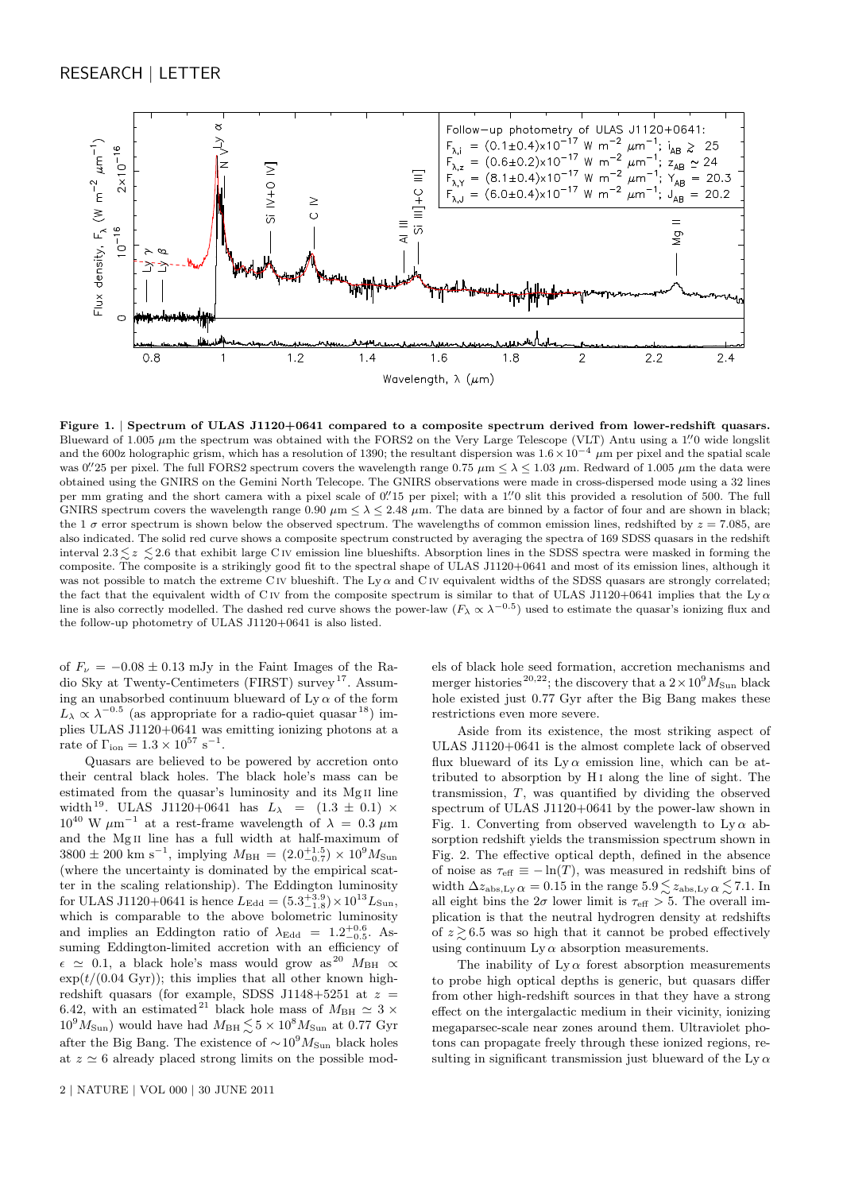**Figure 1. | Spectrum of ULAS J1120+0641 compared to a composite spectrum derived from lower-redshift quasars.** Blueward of 1.005 $\mu$m the spectrum was obtained with the FORS2 on the Very Large Telescope (VLT) Antu using a 1.″0 wide longslit and the 600z holographic grism, which has a resolution of 1390; the resultant dispersion was $1.6 \times 10^{-4}$ $\mu$m per pixel and the spatial scale was 0.″25 per pixel. The full FORS2 spectrum covers the wavelength range 0.75 $\mu$m $\leq \lambda \leq$ 1.03 $\mu$m. Redward of 1.005 $\mu$m the data were obtained using the GNIRS on the Gemini North Telecope. The GNIRS observations were made in cross-dispersed mode using a 32 lines per mm grating and the short camera with a pixel scale of 0.″15 per pixel; with a 1.″0 slit this provided a resolution of 500. The full GNIRS spectrum covers the wavelength range 0.90 $\mu$m $\leq \lambda \leq$ 2.48 $\mu$m. The data are binned by a factor of four and are shown in black; the 1 $\sigma$ error spectrum is shown below the observed spectrum. The wavelengths of common emission lines, redshifted by $z = 7.085$, are also indicated. The solid red curve shows a composite spectrum constructed by averaging the spectra of 169 SDSS quasars in the redshift interval $2.3 \lesssim z \lesssim 2.6$ that exhibit large C IV emission line blueshifts. Absorption lines in the SDSS spectra were masked in forming the composite. The composite is a strikingly good fit to the spectral shape of ULAS J1120+0641 and most of its emission lines, although it was not possible to match the extreme C IV blueshift. The Ly $\alpha$ and C IV equivalent widths of the SDSS quasars are strongly correlated; the fact that the equivalent width of C IV from the composite spectrum is similar to that of ULAS J1120+0641 implies that the Ly $\alpha$ line is also correctly modelled. The dashed red curve shows the power-law ($F_\lambda \propto \lambda^{-0.5}$) used to estimate the quasar's ionizing flux and the follow-up photometry of ULAS J1120+0641 is also listed.

Follow-up photometry of ULAS J1120+0641:
$F_{\lambda,i} = (0.1 \pm 0.4) \times 10^{-17}$ W m$^{-2}$ $\mu$m$^{-1}$; $i_{AB} \gtrsim 25$
$F_{\lambda,z} = (0.6 \pm 0.2) \times 10^{-17}$ W m$^{-2}$ $\mu$m$^{-1}$; $z_{AB} \simeq 24$
$F_{\lambda,Y} = (8.1 \pm 0.4) \times 10^{-17}$ W m$^{-2}$ $\mu$m$^{-1}$; $Y_{AB} = 20.3$
$F_{\lambda,J} = (6.0 \pm 0.4) \times 10^{-17}$ W m$^{-2}$ $\mu$m$^{-1}$; $J_{AB} = 20.2$

of $F_\nu = -0.08 \pm 0.13$ mJy in the Faint Images of the Radio Sky at Twenty-Centimeters (FIRST) survey[17]. Assuming an unabsorbed continuum blueward of Ly $\alpha$ of the form $L_\lambda \propto \lambda^{-0.5}$ (as appropriate for a radio-quiet quasar[18]) implies ULAS J1120+0641 was emitting ionizing photons at a rate of $\Gamma_{\rm ion} = 1.3 \times 10^{57}$ s$^{-1}$.

Quasars are believed to be powered by accretion onto their central black holes. The black hole's mass can be estimated from the quasar's luminosity and its Mg II line width[19]. ULAS J1120+0641 has $L_\lambda = (1.3 \pm 0.1) \times 10^{40}$ W $\mu$m$^{-1}$ at a rest-frame wavelength of $\lambda = 0.3$ $\mu$m and the Mg II line has a full width at half-maximum of $3800 \pm 200$ km s$^{-1}$, implying $M_{\rm BH} = (2.0^{+1.5}_{-0.7}) \times 10^9 M_{\rm Sun}$ (where the uncertainty is dominated by the empirical scatter in the scaling relationship). The Eddington luminosity for ULAS J1120+0641 is hence $L_{\rm Edd} = (5.3^{+3.9}_{-1.8}) \times 10^{13} L_{\rm Sun}$, which is comparable to the above bolometric luminosity and implies an Eddington ratio of $\lambda_{\rm Edd} = 1.2^{+0.6}_{-0.5}$. Assuming Eddington-limited accretion with an efficiency of $\epsilon \simeq 0.1$, a black hole's mass would grow as[20] $M_{\rm BH} \propto \exp(t/(0.04 \text{ Gyr}))$; this implies that other known high-redshift quasars (for example, SDSS J1148+5251 at $z = 6.42$, with an estimated[21] black hole mass of $M_{\rm BH} \simeq 3 \times 10^9 M_{\rm Sun}$) would have had $M_{\rm BH} \lesssim 5 \times 10^8 M_{\rm Sun}$ at 0.77 Gyr after the Big Bang. The existence of $\sim 10^9 M_{\rm Sun}$ black holes at $z \simeq 6$ already placed strong limits on the possible models of black hole seed formation, accretion mechanisms and merger histories[20,22]; the discovery that a $2 \times 10^9 M_{\rm Sun}$ black hole existed just 0.77 Gyr after the Big Bang makes these restrictions even more severe.

Aside from its existence, the most striking aspect of ULAS J1120+0641 is the almost complete lack of observed flux blueward of its Ly $\alpha$ emission line, which can be attributed to absorption by H I along the line of sight. The transmission, $T$, was quantified by dividing the observed spectrum of ULAS J1120+0641 by the power-law shown in Fig. 1. Converting from observed wavelength to Ly $\alpha$ absorption redshift yields the transmission spectrum shown in Fig. 2. The effective optical depth, defined in the absence of noise as $\tau_{\rm eff} \equiv -\ln(T)$, was measured in redshift bins of width $\Delta z_{\rm abs,Ly\,\alpha} = 0.15$ in the range $5.9 \lesssim z_{\rm abs,Ly\,\alpha} \lesssim 7.1$. In all eight bins the $2\sigma$ lower limit is $\tau_{\rm eff} > 5$. The overall implication is that the neutral hydrogren density at redshifts of $z \gtrsim 6.5$ was so high that it cannot be probed effectively using continuum Ly $\alpha$ absorption measurements.

The inability of Ly $\alpha$ forest absorption measurements to probe high optical depths is generic, but quasars differ from other high-redshift sources in that they have a strong effect on the intergalactic medium in their vicinity, ionizing megaparsec-scale near zones around them. Ultraviolet photons can propagate freely through these ionized regions, resulting in significant transmission just blueward of the Ly $\alpha$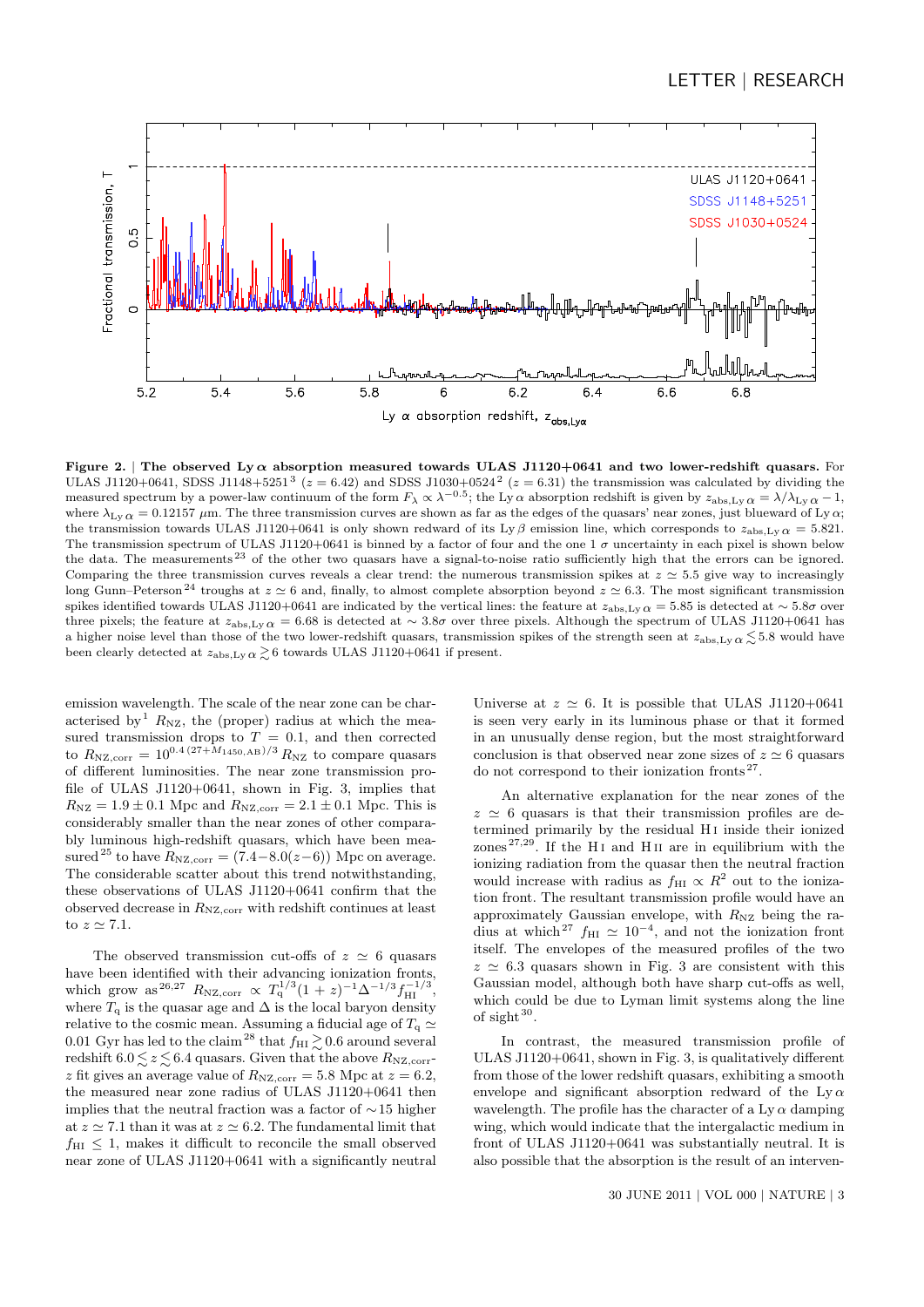**Figure 2.** | **The observed Ly $\alpha$ absorption measured towards ULAS J1120+0641 and two lower-redshift quasars.** For ULAS J1120+0641, SDSS J1148+5251[3] ($z = 6.42$) and SDSS J1030+0524[2] ($z = 6.31$) the transmission was calculated by dividing the measured spectrum by a power-law continuum of the form $F_\lambda \propto \lambda^{-0.5}$; the Ly $\alpha$ absorption redshift is given by $z_{\rm abs,Ly\,\alpha} = \lambda/\lambda_{\rm Ly\,\alpha} - 1$, where $\lambda_{\rm Ly\,\alpha} = 0.12157\ \mu$m. The three transmission curves are shown as far as the edges of the quasars' near zones, just blueward of Ly $\alpha$; the transmission towards ULAS J1120+0641 is only shown redward of its Ly $\beta$ emission line, which corresponds to $z_{\rm abs,Ly\,\alpha} = 5.821$. The transmission spectrum of ULAS J1120+0641 is binned by a factor of four and the one 1 $\sigma$ uncertainty in each pixel is shown below the data. The measurements[23] of the other two quasars have a signal-to-noise ratio sufficiently high that the errors can be ignored. Comparing the three transmission curves reveals a clear trend: the numerous transmission spikes at $z \simeq 5.5$ give way to increasingly long Gunn–Peterson[24] troughs at $z \simeq 6$ and, finally, to almost complete absorption beyond $z \simeq 6.3$. The most significant transmission spikes identified towards ULAS J1120+0641 are indicated by the vertical lines: the feature at $z_{\rm abs,Ly\,\alpha} = 5.85$ is detected at $\sim 5.8\sigma$ over three pixels; the feature at $z_{\rm abs,Ly\,\alpha} = 6.68$ is detected at $\sim 3.8\sigma$ over three pixels. Although the spectrum of ULAS J1120+0641 has a higher noise level than those of the two lower-redshift quasars, transmission spikes of the strength seen at $z_{\rm abs,Ly\,\alpha} \lesssim 5.8$ would have been clearly detected at $z_{\rm abs,Ly\,\alpha} \gtrsim 6$ towards ULAS J1120+0641 if present.

emission wavelength. The scale of the near zone can be characterised by[1] $R_{\rm NZ}$, the (proper) radius at which the measured transmission drops to $T = 0.1$, and then corrected to $R_{\rm NZ,corr} = 10^{0.4\,(27 + M_{1450,\rm AB})/3}\,R_{\rm NZ}$ to compare quasars of different luminosities. The near zone transmission profile of ULAS J1120+0641, shown in Fig. 3, implies that $R_{\rm NZ} = 1.9 \pm 0.1$ Mpc and $R_{\rm NZ,corr} = 2.1 \pm 0.1$ Mpc. This is considerably smaller than the near zones of other comparably luminous high-redshift quasars, which have been measured[25] to have $R_{\rm NZ,corr} = (7.4 - 8.0(z - 6))$ Mpc on average. The considerable scatter about this trend notwithstanding, these observations of ULAS J1120+0641 confirm that the observed decrease in $R_{\rm NZ,corr}$ with redshift continues at least to $z \simeq 7.1$.

The observed transmission cut-offs of $z \simeq 6$ quasars have been identified with their advancing ionization fronts, which grow as[26,27] $R_{\rm NZ,corr} \propto T_{\rm q}^{1/3}(1+z)^{-1}\Delta^{-1/3} f_{\rm HI}^{-1/3}$, where $T_{\rm q}$ is the quasar age and $\Delta$ is the local baryon density relative to the cosmic mean. Assuming a fiducial age of $T_{\rm q} \simeq 0.01$ Gyr has led to the claim[28] that $f_{\rm HI} \gtrsim 0.6$ around several redshift $6.0 \lesssim z \lesssim 6.4$ quasars. Given that the above $R_{\rm NZ,corr}$-$z$ fit gives an average value of $R_{\rm NZ,corr} = 5.8$ Mpc at $z = 6.2$, the measured near zone radius of ULAS J1120+0641 then implies that the neutral fraction was a factor of $\sim$15 higher at $z \simeq 7.1$ than it was at $z \simeq 6.2$. The fundamental limit that $f_{\rm HI} \leq 1$, makes it difficult to reconcile the small observed near zone of ULAS J1120+0641 with a significantly neutral Universe at $z \simeq 6$. It is possible that ULAS J1120+0641 is seen very early in its luminous phase or that it formed in an unusually dense region, but the most straightforward conclusion is that observed near zone sizes of $z \simeq 6$ quasars do not correspond to their ionization fronts[27].

An alternative explanation for the near zones of the $z \simeq 6$ quasars is that their transmission profiles are determined primarily by the residual H I inside their ionized zones[27,29]. If the H I and H II are in equilibrium with the ionizing radiation from the quasar then the neutral fraction would increase with radius as $f_{\rm HI} \propto R^2$ out to the ionization front. The resultant transmission profile would have an approximately Gaussian envelope, with $R_{\rm NZ}$ being the radius at which[27] $f_{\rm HI} \simeq 10^{-4}$, and not the ionization front itself. The envelopes of the measured profiles of the two $z \simeq 6.3$ quasars shown in Fig. 3 are consistent with this Gaussian model, although both have sharp cut-offs as well, which could be due to Lyman limit systems along the line of sight[30].

In contrast, the measured transmission profile of ULAS J1120+0641, shown in Fig. 3, is qualitatively different from those of the lower redshift quasars, exhibiting a smooth envelope and significant absorption redward of the Ly $\alpha$ wavelength. The profile has the character of a Ly $\alpha$ damping wing, which would indicate that the intergalactic medium in front of ULAS J1120+0641 was substantially neutral. It is also possible that the absorption is the result of an interven-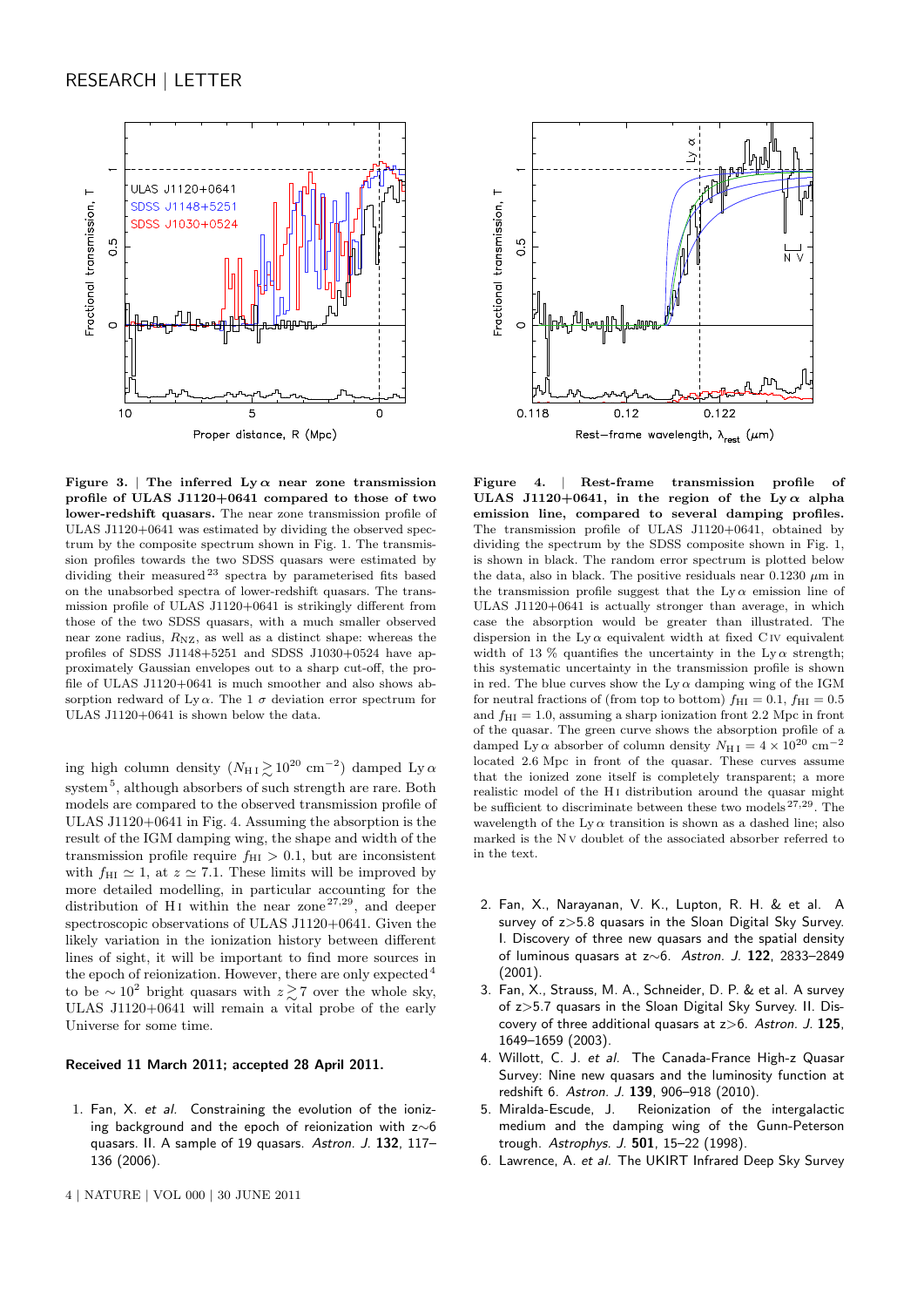**Figure 3. | The inferred Ly $\alpha$ near zone transmission profile of ULAS J1120+0641 compared to those of two lower-redshift quasars.** The near zone transmission profile of ULAS J1120+0641 was estimated by dividing the observed spectrum by the composite spectrum shown in Fig. 1. The transmission profiles towards the two SDSS quasars were estimated by dividing their measured[23] spectra by parameterised fits based on the unabsorbed spectra of lower-redshift quasars. The transmission profile of ULAS J1120+0641 is strikingly different from those of the two SDSS quasars, with a much smaller observed near zone radius, $R_{\rm NZ}$, as well as a distinct shape: whereas the profiles of SDSS J1148+5251 and SDSS J1030+0524 have approximately Gaussian envelopes out to a sharp cut-off, the profile of ULAS J1120+0641 is much smoother and also shows absorption redward of Ly $\alpha$. The 1 $\sigma$ deviation error spectrum for ULAS J1120+0641 is shown below the data.

**Figure 4. | Rest-frame transmission profile of ULAS J1120+0641, in the region of the Ly $\alpha$ alpha emission line, compared to several damping profiles.** The transmission profile of ULAS J1120+0641, obtained by dividing the spectrum by the SDSS composite shown in Fig. 1, is shown in black. The random error spectrum is plotted below the data, also in black. The positive residuals near 0.1230 $\mu$m in the transmission profile suggest that the Ly $\alpha$ emission line of ULAS J1120+0641 is actually stronger than average, in which case the absorption would be greater than illustrated. The dispersion in the Ly $\alpha$ equivalent width at fixed C IV equivalent width of 13 % quantifies the uncertainty in the Ly $\alpha$ strength; this systematic uncertainty in the transmission profile is shown in red. The blue curves show the Ly $\alpha$ damping wing of the IGM for neutral fractions of (from top to bottom) $f_{\rm HI} = 0.1$, $f_{\rm HI} = 0.5$ and $f_{\rm HI} = 1.0$, assuming a sharp ionization front 2.2 Mpc in front of the quasar. The green curve shows the absorption profile of a damped Ly $\alpha$ absorber of column density $N_{\rm H\,I} = 4 \times 10^{20}$ cm$^{-2}$ located 2.6 Mpc in front of the quasar. These curves assume that the ionized zone itself is completely transparent; a more realistic model of the H I distribution around the quasar might be sufficient to discriminate between these two models[27,29]. The wavelength of the Ly $\alpha$ transition is shown as a dashed line; also marked is the N V doublet of the associated absorber referred to in the text.

ing high column density ($N_{\rm H\,I} \gtrsim 10^{20}$ cm$^{-2}$) damped Ly $\alpha$ system[5], although absorbers of such strength are rare. Both models are compared to the observed transmission profile of ULAS J1120+0641 in Fig. 4. Assuming the absorption is the result of the IGM damping wing, the shape and width of the transmission profile require $f_{\rm HI} > 0.1$, but are inconsistent with $f_{\rm HI} \simeq 1$, at $z \simeq 7.1$. These limits will be improved by more detailed modelling, in particular accounting for the distribution of H I within the near zone[27,29], and deeper spectroscopic observations of ULAS J1120+0641. Given the likely variation in the ionization history between different lines of sight, it will be important to find more sources in the epoch of reionization. However, there are only expected[4] to be $\sim 10^2$ bright quasars with $z \gtrsim 7$ over the whole sky, ULAS J1120+0641 will remain a vital probe of the early Universe for some time.

**Received 11 March 2011; accepted 28 April 2011.**

1. Fan, X. *et al.* Constraining the evolution of the ionizing background and the epoch of reionization with z∼6 quasars. II. A sample of 19 quasars. *Astron. J.* **132**, 117–136 (2006).
2. Fan, X., Narayanan, V. K., Lupton, R. H. & et al. A survey of z>5.8 quasars in the Sloan Digital Sky Survey. I. Discovery of three new quasars and the spatial density of luminous quasars at z∼6. *Astron. J.* **122**, 2833–2849 (2001).
3. Fan, X., Strauss, M. A., Schneider, D. P. & et al. A survey of z>5.7 quasars in the Sloan Digital Sky Survey. II. Discovery of three additional quasars at z>6. *Astron. J.* **125**, 1649–1659 (2003).
4. Willott, C. J. *et al.* The Canada-France High-z Quasar Survey: Nine new quasars and the luminosity function at redshift 6. *Astron. J.* **139**, 906–918 (2010).
5. Miralda-Escude, J. Reionization of the intergalactic medium and the damping wing of the Gunn-Peterson trough. *Astrophys. J.* **501**, 15–22 (1998).
6. Lawrence, A. *et al.* The UKIRT Infrared Deep Sky Survey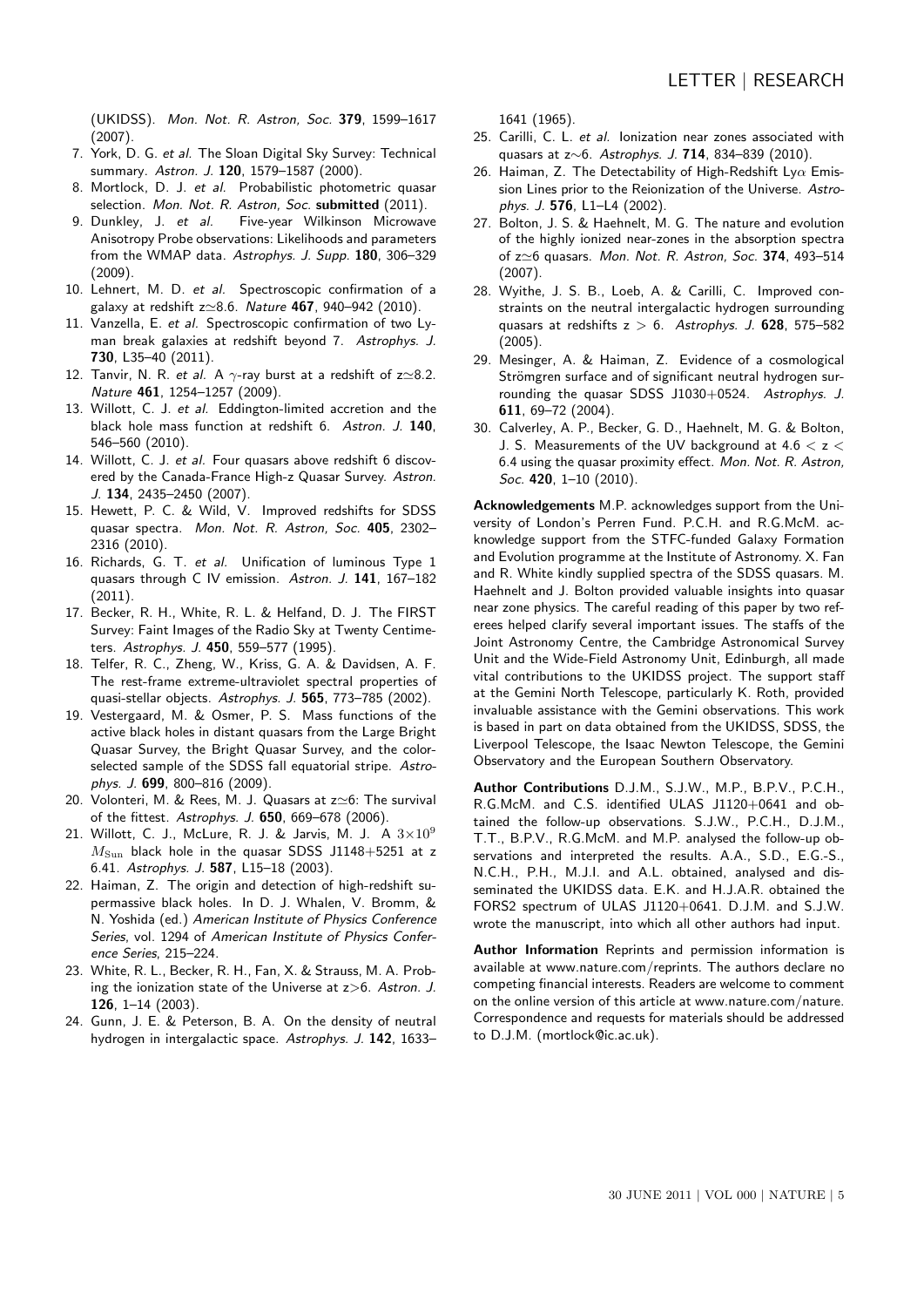(UKIDSS). *Mon. Not. R. Astron, Soc.* **379**, 1599–1617 (2007).

7. York, D. G. *et al.* The Sloan Digital Sky Survey: Technical summary. *Astron. J.* **120**, 1579–1587 (2000).
8. Mortlock, D. J. *et al.* Probabilistic photometric quasar selection. *Mon. Not. R. Astron, Soc.* **submitted** (2011).
9. Dunkley, J. *et al.* Five-year Wilkinson Microwave Anisotropy Probe observations: Likelihoods and parameters from the WMAP data. *Astrophys. J. Supp.* **180**, 306–329 (2009).
10. Lehnert, M. D. *et al.* Spectroscopic confirmation of a galaxy at redshift z≃8.6. *Nature* **467**, 940–942 (2010).
11. Vanzella, E. *et al.* Spectroscopic confirmation of two Lyman break galaxies at redshift beyond 7. *Astrophys. J.* **730**, L35–40 (2011).
12. Tanvir, N. R. *et al.* A $\gamma$-ray burst at a redshift of z≃8.2. *Nature* **461**, 1254–1257 (2009).
13. Willott, C. J. *et al.* Eddington-limited accretion and the black hole mass function at redshift 6. *Astron. J.* **140**, 546–560 (2010).
14. Willott, C. J. *et al.* Four quasars above redshift 6 discovered by the Canada-France High-z Quasar Survey. *Astron. J.* **134**, 2435–2450 (2007).
15. Hewett, P. C. & Wild, V. Improved redshifts for SDSS quasar spectra. *Mon. Not. R. Astron, Soc.* **405**, 2302–2316 (2010).
16. Richards, G. T. *et al.* Unification of luminous Type 1 quasars through C IV emission. *Astron. J.* **141**, 167–182 (2011).
17. Becker, R. H., White, R. L. & Helfand, D. J. The FIRST Survey: Faint Images of the Radio Sky at Twenty Centimeters. *Astrophys. J.* **450**, 559–577 (1995).
18. Telfer, R. C., Zheng, W., Kriss, G. A. & Davidsen, A. F. The rest-frame extreme-ultraviolet spectral properties of quasi-stellar objects. *Astrophys. J.* **565**, 773–785 (2002).
19. Vestergaard, M. & Osmer, P. S. Mass functions of the active black holes in distant quasars from the Large Bright Quasar Survey, the Bright Quasar Survey, and the color-selected sample of the SDSS fall equatorial stripe. *Astrophys. J.* **699**, 800–816 (2009).
20. Volonteri, M. & Rees, M. J. Quasars at z≃6: The survival of the fittest. *Astrophys. J.* **650**, 669–678 (2006).
21. Willott, C. J., McLure, R. J. & Jarvis, M. J. A $3{\times}10^9$ $M_{\rm Sun}$ black hole in the quasar SDSS J1148+5251 at z 6.41. *Astrophys. J.* **587**, L15–18 (2003).
22. Haiman, Z. The origin and detection of high-redshift supermassive black holes. In D. J. Whalen, V. Bromm, & N. Yoshida (ed.) *American Institute of Physics Conference Series*, vol. 1294 of *American Institute of Physics Conference Series*, 215–224.
23. White, R. L., Becker, R. H., Fan, X. & Strauss, M. A. Probing the ionization state of the Universe at z>6. *Astron. J.* **126**, 1–14 (2003).
24. Gunn, J. E. & Peterson, B. A. On the density of neutral hydrogen in intergalactic space. *Astrophys. J.* **142**, 1633–1641 (1965).
25. Carilli, C. L. *et al.* Ionization near zones associated with quasars at z∼6. *Astrophys. J.* **714**, 834–839 (2010).
26. Haiman, Z. The Detectability of High-Redshift Ly$\alpha$ Emission Lines prior to the Reionization of the Universe. *Astrophys. J.* **576**, L1–L4 (2002).
27. Bolton, J. S. & Haehnelt, M. G. The nature and evolution of the highly ionized near-zones in the absorption spectra of z≃6 quasars. *Mon. Not. R. Astron, Soc.* **374**, 493–514 (2007).
28. Wyithe, J. S. B., Loeb, A. & Carilli, C. Improved constraints on the neutral intergalactic hydrogen surrounding quasars at redshifts z > 6. *Astrophys. J.* **628**, 575–582 (2005).
29. Mesinger, A. & Haiman, Z. Evidence of a cosmological Strömgren surface and of significant neutral hydrogen surrounding the quasar SDSS J1030+0524. *Astrophys. J.* **611**, 69–72 (2004).
30. Calverley, A. P., Becker, G. D., Haehnelt, M. G. & Bolton, J. S. Measurements of the UV background at 4.6 < z < 6.4 using the quasar proximity effect. *Mon. Not. R. Astron, Soc.* **420**, 1–10 (2010).

**Acknowledgements** M.P. acknowledges support from the University of London's Perren Fund. P.C.H. and R.G.McM. acknowledge support from the STFC-funded Galaxy Formation and Evolution programme at the Institute of Astronomy. X. Fan and R. White kindly supplied spectra of the SDSS quasars. M. Haehnelt and J. Bolton provided valuable insights into quasar near zone physics. The careful reading of this paper by two referees helped clarify several important issues. The staffs of the Joint Astronomy Centre, the Cambridge Astronomical Survey Unit and the Wide-Field Astronomy Unit, Edinburgh, all made vital contributions to the UKIDSS project. The support staff at the Gemini North Telescope, particularly K. Roth, provided invaluable assistance with the Gemini observations. This work is based in part on data obtained from the UKIDSS, SDSS, the Liverpool Telescope, the Isaac Newton Telescope, the Gemini Observatory and the European Southern Observatory.

**Author Contributions** D.J.M., S.J.W., M.P., B.P.V., P.C.H., R.G.McM. and C.S. identified ULAS J1120+0641 and obtained the follow-up observations. S.J.W., P.C.H., D.J.M., T.T., B.P.V., R.G.McM. and M.P. analysed the follow-up observations and interpreted the results. A.A., S.D., E.G.-S., N.C.H., P.H., M.J.I. and A.L. obtained, analysed and disseminated the UKIDSS data. E.K. and H.J.A.R. obtained the FORS2 spectrum of ULAS J1120+0641. D.J.M. and S.J.W. wrote the manuscript, into which all other authors had input.

**Author Information** Reprints and permission information is available at www.nature.com/reprints. The authors declare no competing financial interests. Readers are welcome to comment on the online version of this article at www.nature.com/nature. Correspondence and requests for materials should be addressed to D.J.M. (mortlock@ic.ac.uk).